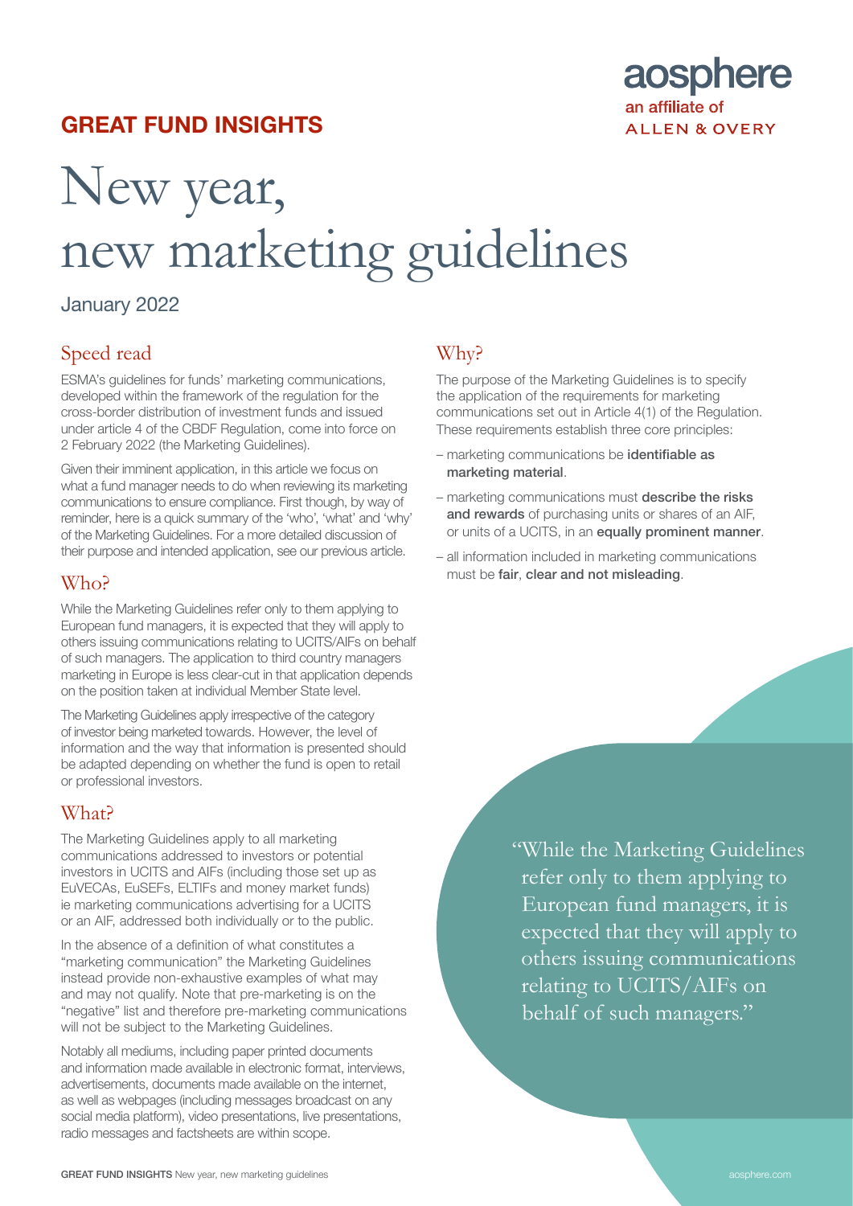GREAT FUND INSIGHTS

aosphere
an affiliate of
ALLEN & OVERY

# New year, new marketing guidelines

January 2022

## Speed read

ESMA's guidelines for funds' marketing communications, developed within the framework of the regulation for the cross-border distribution of investment funds and issued under article 4 of the CBDF Regulation, come into force on 2 February 2022 (the Marketing Guidelines).

Given their imminent application, in this article we focus on what a fund manager needs to do when reviewing its marketing communications to ensure compliance. First though, by way of reminder, here is a quick summary of the 'who', 'what' and 'why' of the Marketing Guidelines. For a more detailed discussion of their purpose and intended application, see our previous article.

## Who?

While the Marketing Guidelines refer only to them applying to European fund managers, it is expected that they will apply to others issuing communications relating to UCITS/AIFs on behalf of such managers. The application to third country managers marketing in Europe is less clear-cut in that application depends on the position taken at individual Member State level.

The Marketing Guidelines apply irrespective of the category of investor being marketed towards. However, the level of information and the way that information is presented should be adapted depending on whether the fund is open to retail or professional investors.

## What?

The Marketing Guidelines apply to all marketing communications addressed to investors or potential investors in UCITS and AIFs (including those set up as EuVECAs, EuSEFs, ELTIFs and money market funds) ie marketing communications advertising for a UCITS or an AIF, addressed both individually or to the public.

In the absence of a definition of what constitutes a "marketing communication" the Marketing Guidelines instead provide non-exhaustive examples of what may and may not qualify. Note that pre-marketing is on the "negative" list and therefore pre-marketing communications will not be subject to the Marketing Guidelines.

Notably all mediums, including paper printed documents and information made available in electronic format, interviews, advertisements, documents made available on the internet, as well as webpages (including messages broadcast on any social media platform), video presentations, live presentations, radio messages and factsheets are within scope.

## Why?

The purpose of the Marketing Guidelines is to specify the application of the requirements for marketing communications set out in Article 4(1) of the Regulation. These requirements establish three core principles:

- marketing communications be **identifiable as marketing material**.
- marketing communications must **describe the risks and rewards** of purchasing units or shares of an AIF, or units of a UCITS, in an **equally prominent manner**.
- all information included in marketing communications must be **fair**, **clear and not misleading**.

"While the Marketing Guidelines refer only to them applying to European fund managers, it is expected that they will apply to others issuing communications relating to UCITS/AIFs on behalf of such managers."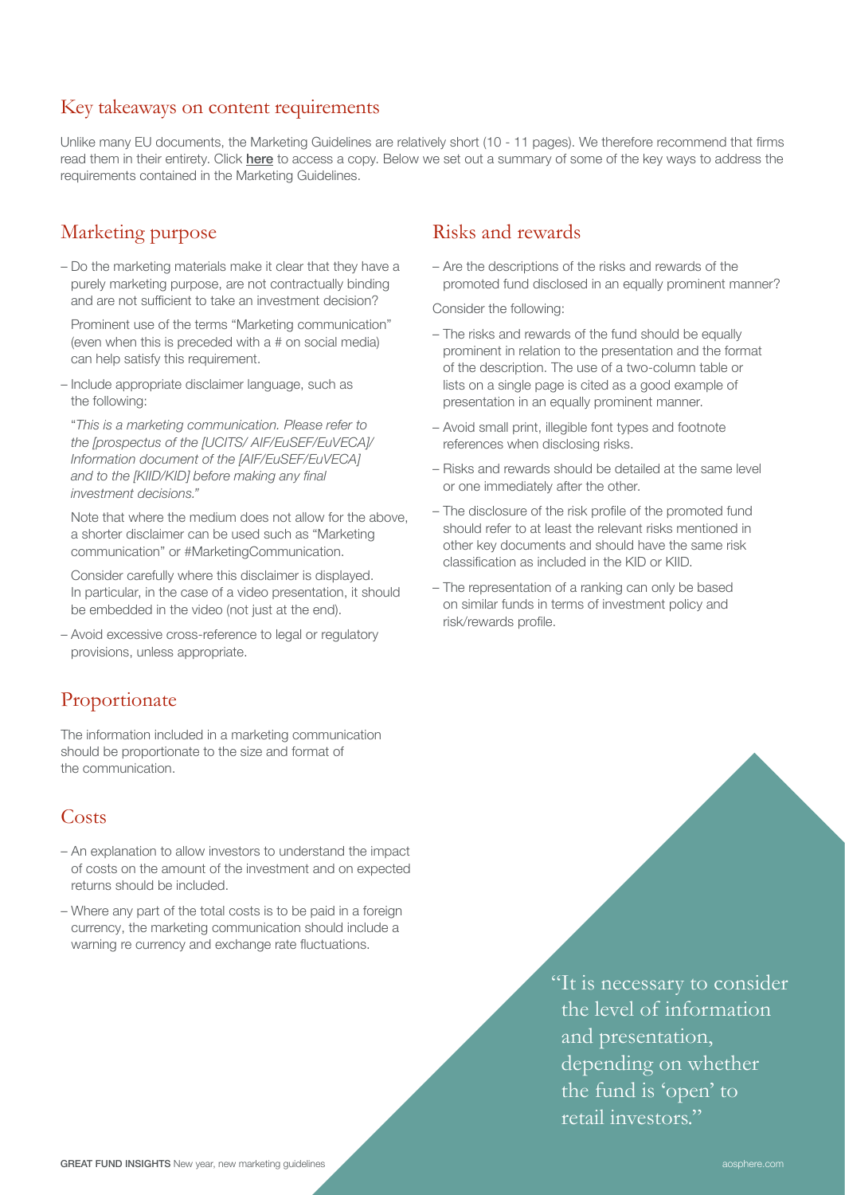## Key takeaways on content requirements

Unlike many EU documents, the Marketing Guidelines are relatively short (10 - 11 pages). We therefore recommend that firms read them in their entirety. Click here to access a copy. Below we set out a summary of some of the key ways to address the requirements contained in the Marketing Guidelines.

### Marketing purpose

- Do the marketing materials make it clear that they have a purely marketing purpose, are not contractually binding and are not sufficient to take an investment decision?

  Prominent use of the terms "Marketing communication" (even when this is preceded with a # on social media) can help satisfy this requirement.

- Include appropriate disclaimer language, such as the following:

  "*This is a marketing communication. Please refer to the [prospectus of the [UCITS/ AIF/EuSEF/EuVECA]/ Information document of the [AIF/EuSEF/EuVECA] and to the [KIID/KID] before making any final investment decisions.*"

  Note that where the medium does not allow for the above, a shorter disclaimer can be used such as "Marketing communication" or #MarketingCommunication.

  Consider carefully where this disclaimer is displayed. In particular, in the case of a video presentation, it should be embedded in the video (not just at the end).

- Avoid excessive cross-reference to legal or regulatory provisions, unless appropriate.

### Proportionate

The information included in a marketing communication should be proportionate to the size and format of the communication.

### Costs

- An explanation to allow investors to understand the impact of costs on the amount of the investment and on expected returns should be included.
- Where any part of the total costs is to be paid in a foreign currency, the marketing communication should include a warning re currency and exchange rate fluctuations.

### Risks and rewards

- Are the descriptions of the risks and rewards of the promoted fund disclosed in an equally prominent manner?

Consider the following:

- The risks and rewards of the fund should be equally prominent in relation to the presentation and the format of the description. The use of a two-column table or lists on a single page is cited as a good example of presentation in an equally prominent manner.
- Avoid small print, illegible font types and footnote references when disclosing risks.
- Risks and rewards should be detailed at the same level or one immediately after the other.
- The disclosure of the risk profile of the promoted fund should refer to at least the relevant risks mentioned in other key documents and should have the same risk classification as included in the KID or KIID.
- The representation of a ranking can only be based on similar funds in terms of investment policy and risk/rewards profile.

> "It is necessary to consider the level of information and presentation, depending on whether the fund is 'open' to retail investors."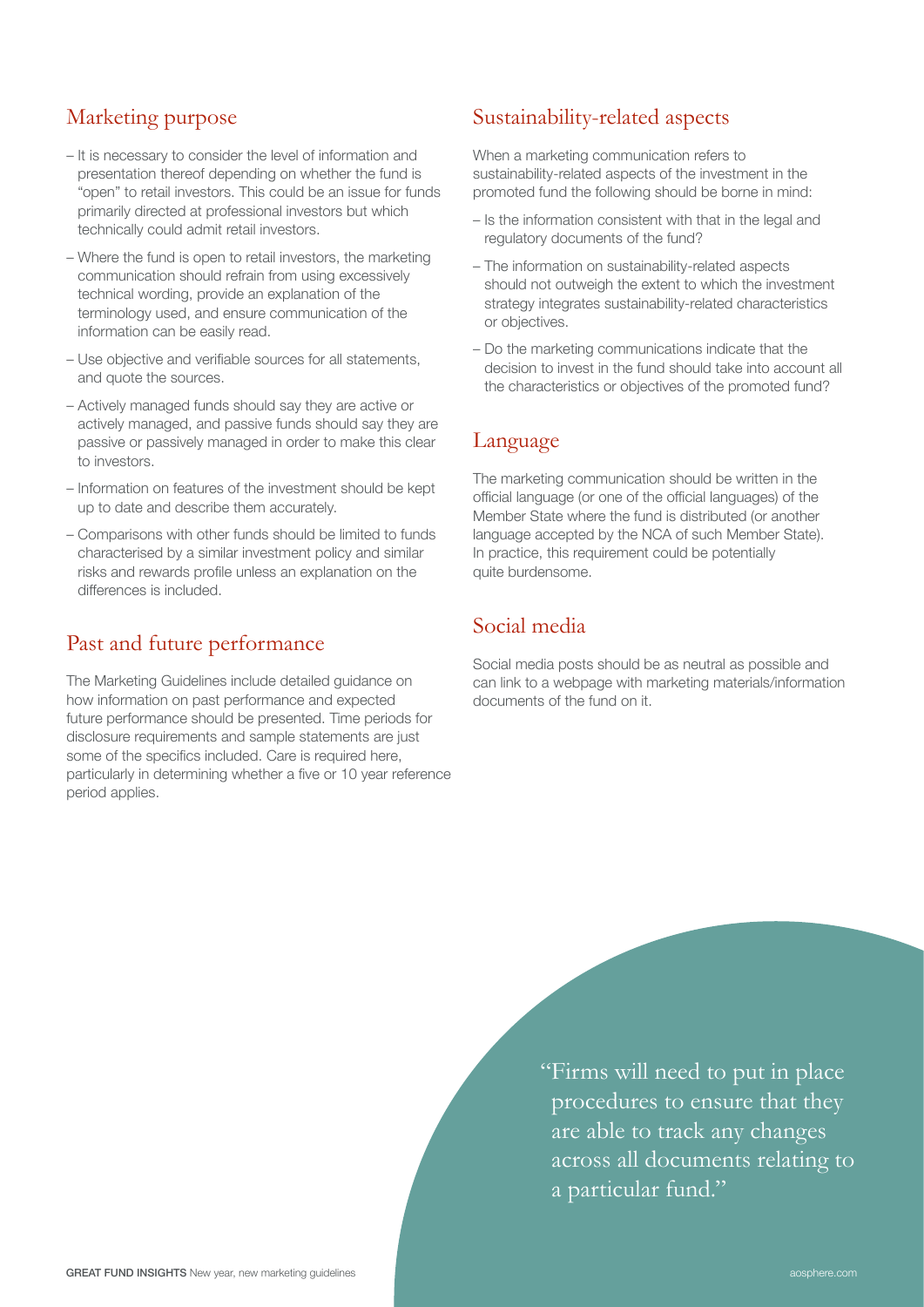## Marketing purpose

- It is necessary to consider the level of information and presentation thereof depending on whether the fund is "open" to retail investors. This could be an issue for funds primarily directed at professional investors but which technically could admit retail investors.
- Where the fund is open to retail investors, the marketing communication should refrain from using excessively technical wording, provide an explanation of the terminology used, and ensure communication of the information can be easily read.
- Use objective and verifiable sources for all statements, and quote the sources.
- Actively managed funds should say they are active or actively managed, and passive funds should say they are passive or passively managed in order to make this clear to investors.
- Information on features of the investment should be kept up to date and describe them accurately.
- Comparisons with other funds should be limited to funds characterised by a similar investment policy and similar risks and rewards profile unless an explanation on the differences is included.

## Past and future performance

The Marketing Guidelines include detailed guidance on how information on past performance and expected future performance should be presented. Time periods for disclosure requirements and sample statements are just some of the specifics included. Care is required here, particularly in determining whether a five or 10 year reference period applies.

## Sustainability-related aspects

When a marketing communication refers to sustainability-related aspects of the investment in the promoted fund the following should be borne in mind:

- Is the information consistent with that in the legal and regulatory documents of the fund?
- The information on sustainability-related aspects should not outweigh the extent to which the investment strategy integrates sustainability-related characteristics or objectives.
- Do the marketing communications indicate that the decision to invest in the fund should take into account all the characteristics or objectives of the promoted fund?

## Language

The marketing communication should be written in the official language (or one of the official languages) of the Member State where the fund is distributed (or another language accepted by the NCA of such Member State). In practice, this requirement could be potentially quite burdensome.

## Social media

Social media posts should be as neutral as possible and can link to a webpage with marketing materials/information documents of the fund on it.

> "Firms will need to put in place procedures to ensure that they are able to track any changes across all documents relating to a particular fund."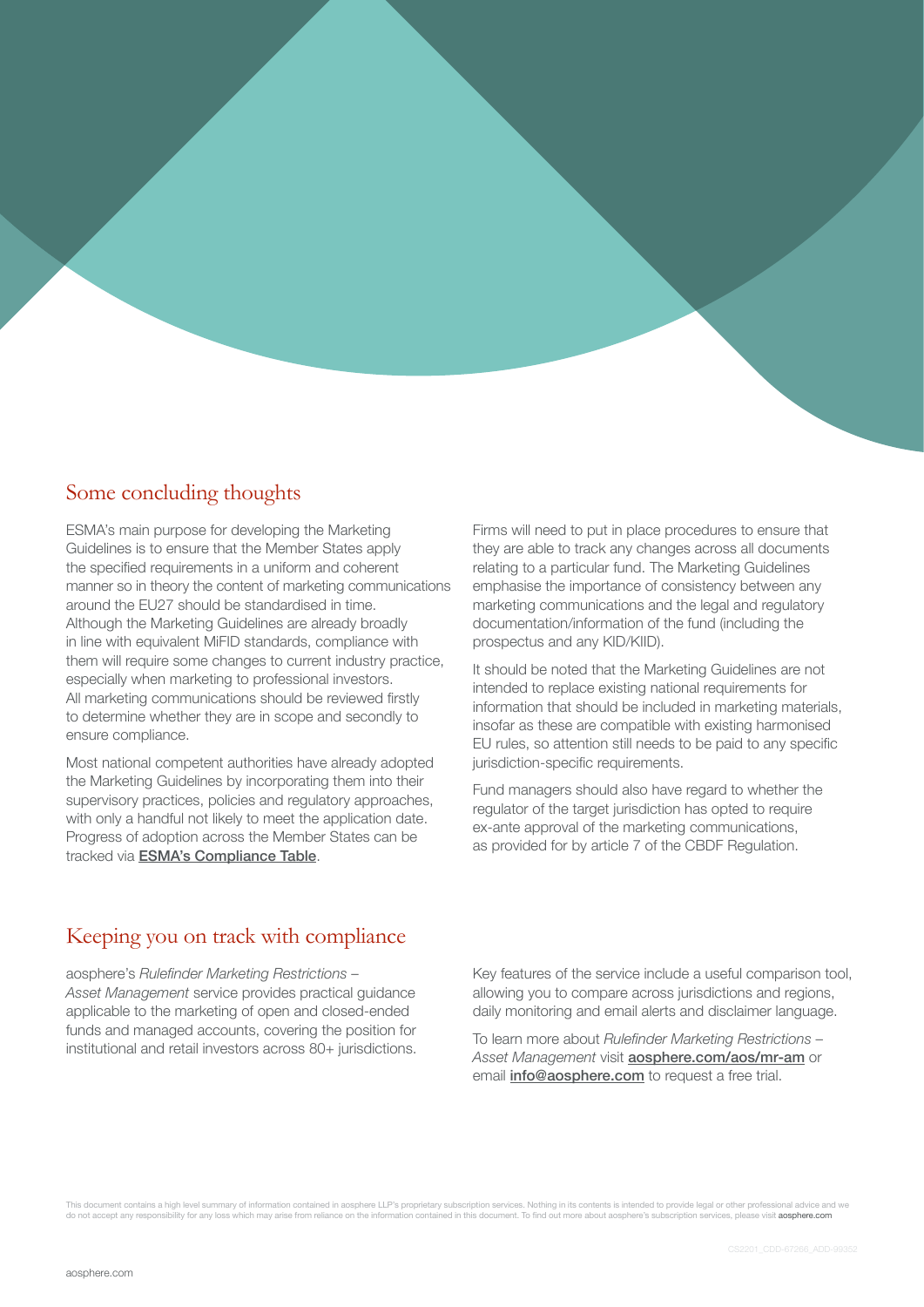## Some concluding thoughts

ESMA's main purpose for developing the Marketing Guidelines is to ensure that the Member States apply the specified requirements in a uniform and coherent manner so in theory the content of marketing communications around the EU27 should be standardised in time. Although the Marketing Guidelines are already broadly in line with equivalent MiFID standards, compliance with them will require some changes to current industry practice, especially when marketing to professional investors. All marketing communications should be reviewed firstly to determine whether they are in scope and secondly to ensure compliance.

Most national competent authorities have already adopted the Marketing Guidelines by incorporating them into their supervisory practices, policies and regulatory approaches, with only a handful not likely to meet the application date. Progress of adoption across the Member States can be tracked via **ESMA's Compliance Table**.

Firms will need to put in place procedures to ensure that they are able to track any changes across all documents relating to a particular fund. The Marketing Guidelines emphasise the importance of consistency between any marketing communications and the legal and regulatory documentation/information of the fund (including the prospectus and any KID/KIID).

It should be noted that the Marketing Guidelines are not intended to replace existing national requirements for information that should be included in marketing materials, insofar as these are compatible with existing harmonised EU rules, so attention still needs to be paid to any specific jurisdiction-specific requirements.

Fund managers should also have regard to whether the regulator of the target jurisdiction has opted to require ex-ante approval of the marketing communications, as provided for by article 7 of the CBDF Regulation.

## Keeping you on track with compliance

aosphere's *Rulefinder Marketing Restrictions – Asset Management* service provides practical guidance applicable to the marketing of open and closed-ended funds and managed accounts, covering the position for institutional and retail investors across 80+ jurisdictions.

Key features of the service include a useful comparison tool, allowing you to compare across jurisdictions and regions, daily monitoring and email alerts and disclaimer language.

To learn more about *Rulefinder Marketing Restrictions – Asset Management* visit **aosphere.com/aos/mr-am** or email **info@aosphere.com** to request a free trial.

This document contains a high level summary of information contained in aosphere LLP's proprietary subscription services. Nothing in its contents is intended to provide legal or other professional advice and we do not accept any responsibility for any loss which may arise from reliance on the information contained in this document. To find out more about aosphere's subscription services, please visit aosphere.com

CS2201_CDD-67266_ADD-99352